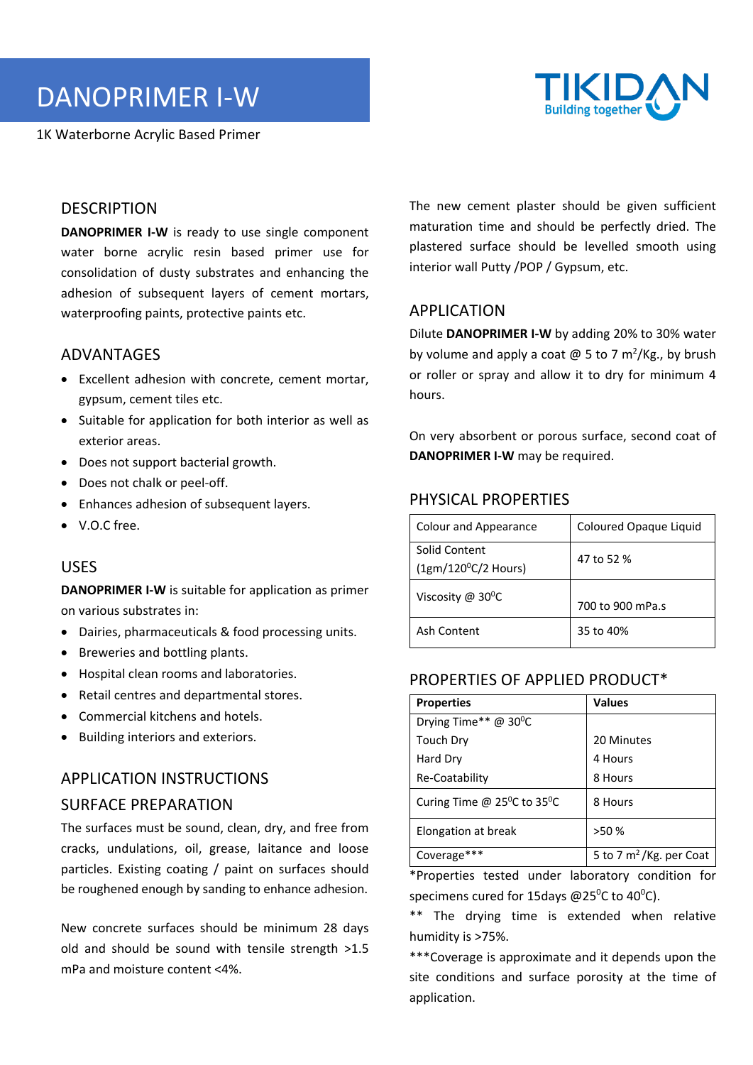# DANOPRIMER I-W

1K Waterborne Acrylic Based Primer

TIKIDAN Building together

## DESCRIPTION

**DANOPRIMER I-W** is ready to use single component water borne acrylic resin based primer use for consolidation of dusty substrates and enhancing the adhesion of subsequent layers of cement mortars, waterproofing paints, protective paints etc.

## ADVANTAGES

- Excellent adhesion with concrete, cement mortar, gypsum, cement tiles etc.
- Suitable for application for both interior as well as exterior areas.
- Does not support bacterial growth.
- Does not chalk or peel-off.
- Enhances adhesion of subsequent layers.
- V.O.C free.

## USES

**DANOPRIMER I-W** is suitable for application as primer on various substrates in:

- Dairies, pharmaceuticals & food processing units.
- Breweries and bottling plants.
- Hospital clean rooms and laboratories.
- Retail centres and departmental stores.
- Commercial kitchens and hotels.
- Building interiors and exteriors.

## APPLICATION INSTRUCTIONS

## SURFACE PREPARATION

The surfaces must be sound, clean, dry, and free from cracks, undulations, oil, grease, laitance and loose particles. Existing coating / paint on surfaces should be roughened enough by sanding to enhance adhesion.

New concrete surfaces should be minimum 28 days old and should be sound with tensile strength >1.5 mPa and moisture content <4%.

The new cement plaster should be given sufficient maturation time and should be perfectly dried. The plastered surface should be levelled smooth using interior wall Putty /POP / Gypsum, etc.

## APPLICATION

Dilute **DANOPRIMER I-W** by adding 20% to 30% water by volume and apply a coat @ 5 to 7 $m^2$/Kg., by brush or roller or spray and allow it to dry for minimum 4 hours.

On very absorbent or porous surface, second coat of **DANOPRIMER I-W** may be required.

## PHYSICAL PROPERTIES

| Colour and Appearance | Coloured Opaque Liquid |
|---|---|
| Solid Content (1gm/120$^0$C/2 Hours) | 47 to 52 % |
| Viscosity @ 30$^0$C | 700 to 900 mPa.s |
| Ash Content | 35 to 40% |

## PROPERTIES OF APPLIED PRODUCT*

| Properties | Values |
|---|---|
| Drying Time** @ 30$^0$C | |
| Touch Dry | 20 Minutes |
| Hard Dry | 4 Hours |
| Re-Coatability | 8 Hours |
| Curing Time @ 25$^0$C to 35$^0$C | 8 Hours |
| Elongation at break | >50 % |
| Coverage*** | 5 to 7 $m^2$/Kg. per Coat |

*Properties tested under laboratory condition for specimens cured for 15days @25$^0$C to 40$^0$C).

** The drying time is extended when relative humidity is >75%.

***Coverage is approximate and it depends upon the site conditions and surface porosity at the time of application.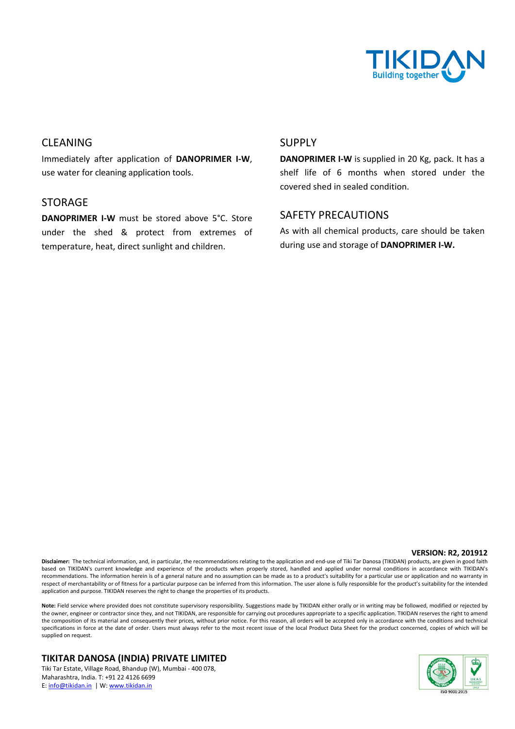## CLEANING

Immediately after application of **DANOPRIMER I-W**, use water for cleaning application tools.

## STORAGE

**DANOPRIMER I-W** must be stored above 5°C. Store under the shed & protect from extremes of temperature, heat, direct sunlight and children.

## SUPPLY

**DANOPRIMER I-W** is supplied in 20 Kg, pack. It has a shelf life of 6 months when stored under the covered shed in sealed condition.

## SAFETY PRECAUTIONS

As with all chemical products, care should be taken during use and storage of **DANOPRIMER I-W.**

**VERSION: R2, 201912**

**Disclaimer:** The technical information, and, in particular, the recommendations relating to the application and end-use of Tiki Tar Danosa (TIKIDAN) products, are given in good faith based on TIKIDAN's current knowledge and experience of the products when properly stored, handled and applied under normal conditions in accordance with TIKIDAN's recommendations. The information herein is of a general nature and no assumption can be made as to a product's suitability for a particular use or application and no warranty in respect of merchantability or of fitness for a particular purpose can be inferred from this information. The user alone is fully responsible for the product's suitability for the intended application and purpose. TIKIDAN reserves the right to change the properties of its products.

**Note:** Field service where provided does not constitute supervisory responsibility. Suggestions made by TIKIDAN either orally or in writing may be followed, modified or rejected by the owner, engineer or contractor since they, and not TIKIDAN, are responsible for carrying out procedures appropriate to a specific application. TIKIDAN reserves the right to amend the composition of its material and consequently their prices, without prior notice. For this reason, all orders will be accepted only in accordance with the conditions and technical specifications in force at the date of order. Users must always refer to the most recent issue of the local Product Data Sheet for the product concerned, copies of which will be supplied on request.

**TIKITAR DANOSA (INDIA) PRIVATE LIMITED**
Tiki Tar Estate, Village Road, Bhandup (W), Mumbai - 400 078,
Maharashtra, India. T: +91 22 4126 6699
E: info@tikidan.in | W: www.tikidan.in

ISO 9001:2015